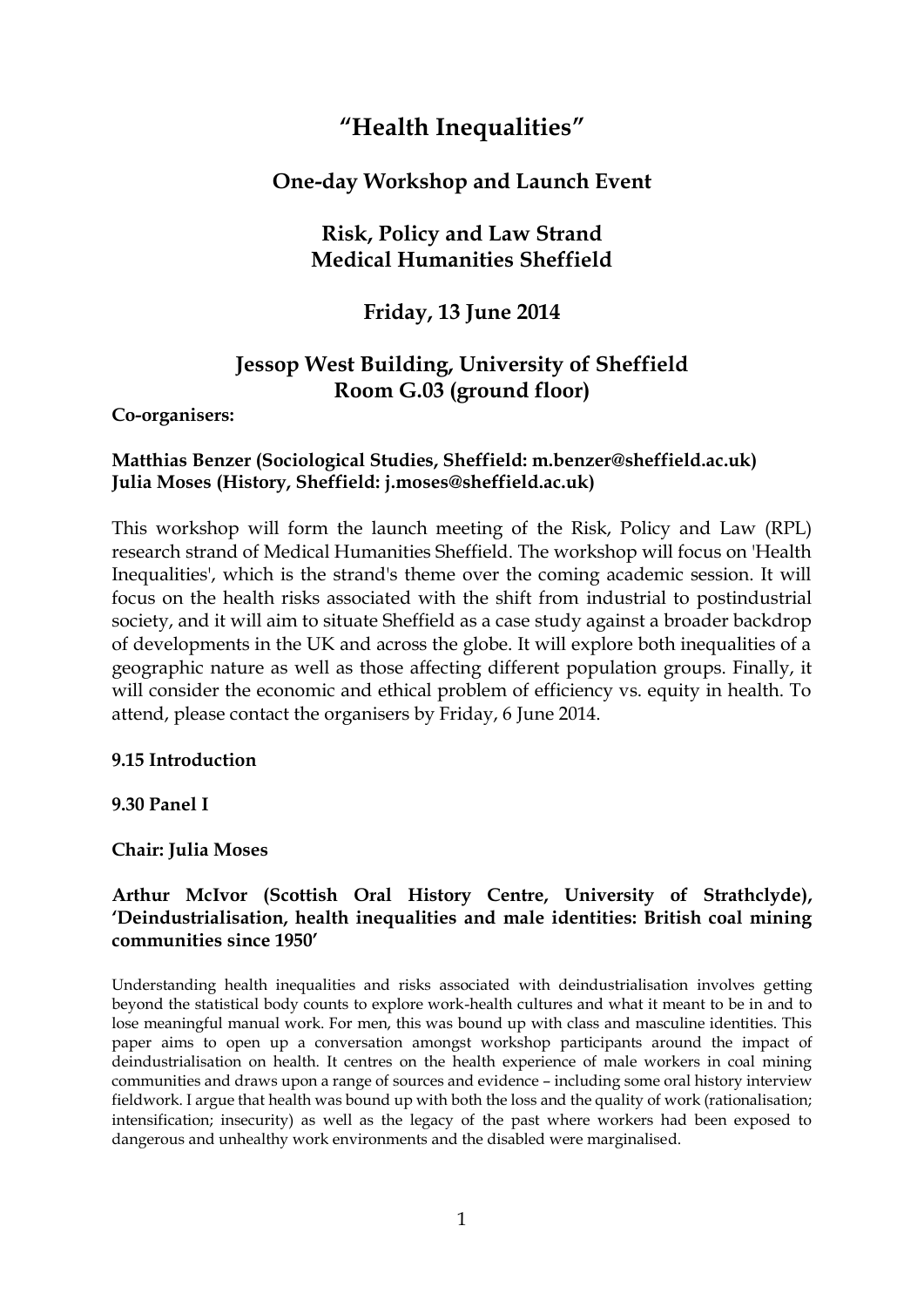# "Health Inequalities"

## One-day Workshop and Launch Event

## Risk, Policy and Law Strand
## Medical Humanities Sheffield

## Friday, 13 June 2014

## Jessop West Building, University of Sheffield
## Room G.03 (ground floor)

**Co-organisers:**

**Matthias Benzer (Sociological Studies, Sheffield: m.benzer@sheffield.ac.uk)**
**Julia Moses (History, Sheffield: j.moses@sheffield.ac.uk)**

This workshop will form the launch meeting of the Risk, Policy and Law (RPL) research strand of Medical Humanities Sheffield. The workshop will focus on 'Health Inequalities', which is the strand's theme over the coming academic session. It will focus on the health risks associated with the shift from industrial to postindustrial society, and it will aim to situate Sheffield as a case study against a broader backdrop of developments in the UK and across the globe. It will explore both inequalities of a geographic nature as well as those affecting different population groups. Finally, it will consider the economic and ethical problem of efficiency vs. equity in health. To attend, please contact the organisers by Friday, 6 June 2014.

**9.15 Introduction**

**9.30 Panel I**

**Chair: Julia Moses**

**Arthur McIvor (Scottish Oral History Centre, University of Strathclyde), 'Deindustrialisation, health inequalities and male identities: British coal mining communities since 1950'**

Understanding health inequalities and risks associated with deindustrialisation involves getting beyond the statistical body counts to explore work-health cultures and what it meant to be in and to lose meaningful manual work. For men, this was bound up with class and masculine identities. This paper aims to open up a conversation amongst workshop participants around the impact of deindustrialisation on health. It centres on the health experience of male workers in coal mining communities and draws upon a range of sources and evidence – including some oral history interview fieldwork. I argue that health was bound up with both the loss and the quality of work (rationalisation; intensification; insecurity) as well as the legacy of the past where workers had been exposed to dangerous and unhealthy work environments and the disabled were marginalised.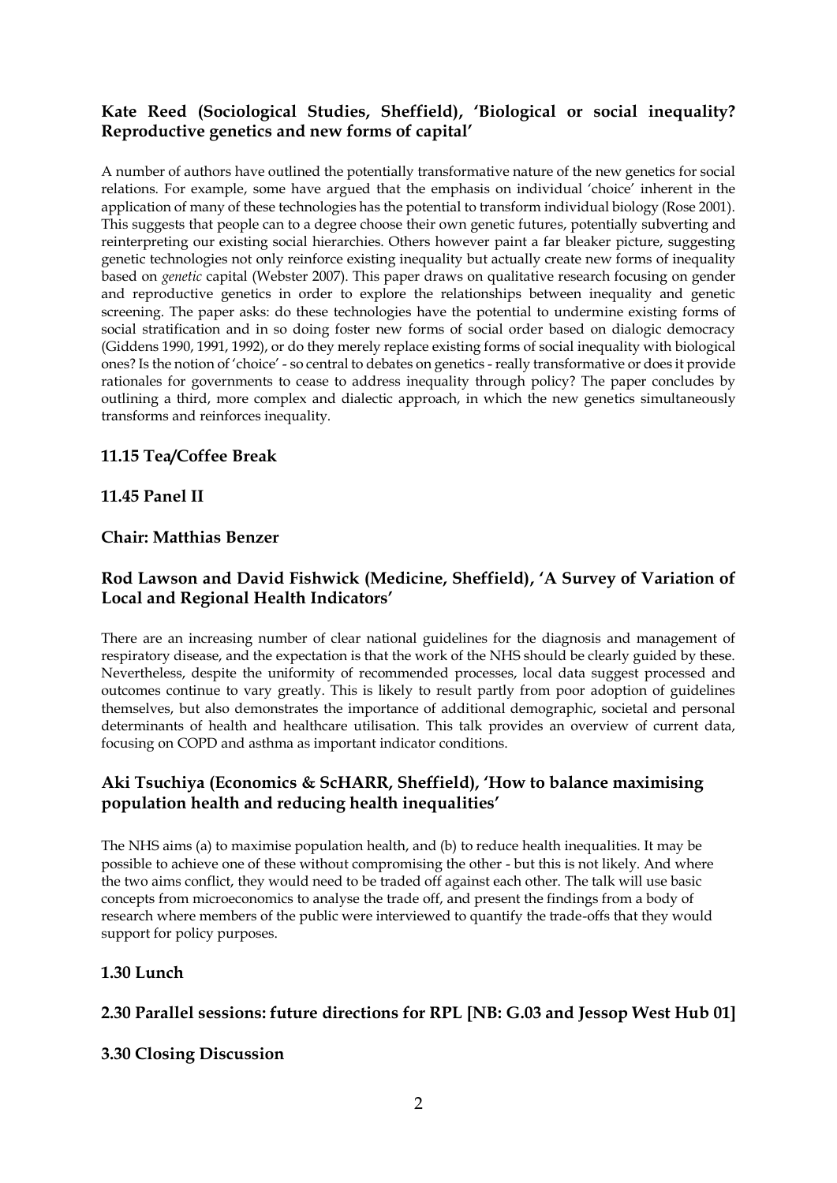### Kate Reed (Sociological Studies, Sheffield), 'Biological or social inequality? Reproductive genetics and new forms of capital'

A number of authors have outlined the potentially transformative nature of the new genetics for social relations. For example, some have argued that the emphasis on individual 'choice' inherent in the application of many of these technologies has the potential to transform individual biology (Rose 2001). This suggests that people can to a degree choose their own genetic futures, potentially subverting and reinterpreting our existing social hierarchies. Others however paint a far bleaker picture, suggesting genetic technologies not only reinforce existing inequality but actually create new forms of inequality based on *genetic* capital (Webster 2007). This paper draws on qualitative research focusing on gender and reproductive genetics in order to explore the relationships between inequality and genetic screening. The paper asks: do these technologies have the potential to undermine existing forms of social stratification and in so doing foster new forms of social order based on dialogic democracy (Giddens 1990, 1991, 1992), or do they merely replace existing forms of social inequality with biological ones? Is the notion of 'choice' - so central to debates on genetics - really transformative or does it provide rationales for governments to cease to address inequality through policy? The paper concludes by outlining a third, more complex and dialectic approach, in which the new genetics simultaneously transforms and reinforces inequality.

### 11.15 Tea/Coffee Break

### 11.45 Panel II

### Chair: Matthias Benzer

### Rod Lawson and David Fishwick (Medicine, Sheffield), 'A Survey of Variation of Local and Regional Health Indicators'

There are an increasing number of clear national guidelines for the diagnosis and management of respiratory disease, and the expectation is that the work of the NHS should be clearly guided by these. Nevertheless, despite the uniformity of recommended processes, local data suggest processed and outcomes continue to vary greatly. This is likely to result partly from poor adoption of guidelines themselves, but also demonstrates the importance of additional demographic, societal and personal determinants of health and healthcare utilisation. This talk provides an overview of current data, focusing on COPD and asthma as important indicator conditions.

### Aki Tsuchiya (Economics & ScHARR, Sheffield), 'How to balance maximising population health and reducing health inequalities'

The NHS aims (a) to maximise population health, and (b) to reduce health inequalities. It may be possible to achieve one of these without compromising the other - but this is not likely. And where the two aims conflict, they would need to be traded off against each other. The talk will use basic concepts from microeconomics to analyse the trade off, and present the findings from a body of research where members of the public were interviewed to quantify the trade-offs that they would support for policy purposes.

### 1.30 Lunch

### 2.30 Parallel sessions: future directions for RPL [NB: G.03 and Jessop West Hub 01]

### 3.30 Closing Discussion